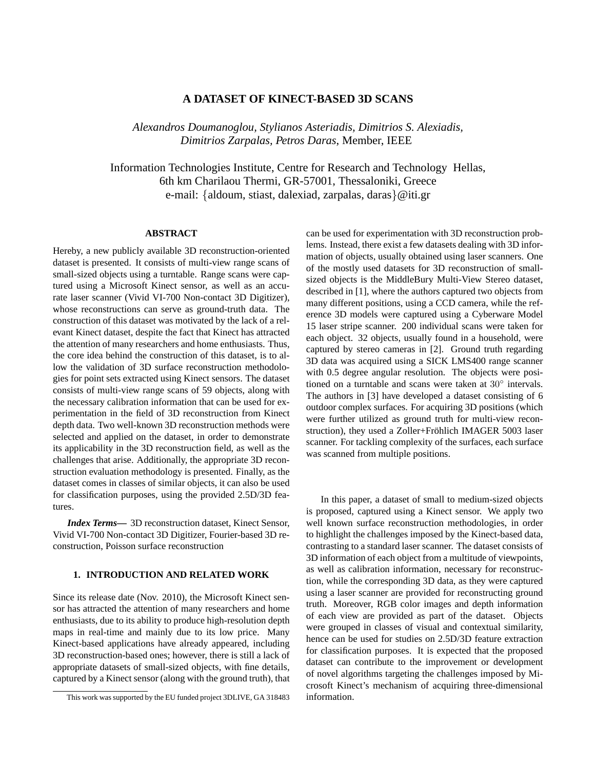# A DATASET OF KINECT-BASED 3D SCANS

*Alexandros Doumanoglou, Stylianos Asteriadis, Dimitrios S. Alexiadis, Dimitrios Zarpalas, Petros Daras*, Member, IEEE

Information Technologies Institute, Centre for Research and Technology Hellas,
6th km Charilaou Thermi, GR-57001, Thessaloniki, Greece
e-mail: {aldoum, stiast, dalexiad, zarpalas, daras}@iti.gr

## ABSTRACT

Hereby, a new publicly available 3D reconstruction-oriented dataset is presented. It consists of multi-view range scans of small-sized objects using a turntable. Range scans were captured using a Microsoft Kinect sensor, as well as an accurate laser scanner (Vivid VI-700 Non-contact 3D Digitizer), whose reconstructions can serve as ground-truth data. The construction of this dataset was motivated by the lack of a relevant Kinect dataset, despite the fact that Kinect has attracted the attention of many researchers and home enthusiasts. Thus, the core idea behind the construction of this dataset, is to allow the validation of 3D surface reconstruction methodologies for point sets extracted using Kinect sensors. The dataset consists of multi-view range scans of 59 objects, along with the necessary calibration information that can be used for experimentation in the field of 3D reconstruction from Kinect depth data. Two well-known 3D reconstruction methods were selected and applied on the dataset, in order to demonstrate its applicability in the 3D reconstruction field, as well as the challenges that arise. Additionally, the appropriate 3D reconstruction evaluation methodology is presented. Finally, as the dataset comes in classes of similar objects, it can also be used for classification purposes, using the provided 2.5D/3D features.

***Index Terms***— 3D reconstruction dataset, Kinect Sensor, Vivid VI-700 Non-contact 3D Digitizer, Fourier-based 3D reconstruction, Poisson surface reconstruction

## 1. INTRODUCTION AND RELATED WORK

Since its release date (Nov. 2010), the Microsoft Kinect sensor has attracted the attention of many researchers and home enthusiasts, due to its ability to produce high-resolution depth maps in real-time and mainly due to its low price. Many Kinect-based applications have already appeared, including 3D reconstruction-based ones; however, there is still a lack of appropriate datasets of small-sized objects, with fine details, captured by a Kinect sensor (along with the ground truth), that can be used for experimentation with 3D reconstruction problems. Instead, there exist a few datasets dealing with 3D information of objects, usually obtained using laser scanners. One of the mostly used datasets for 3D reconstruction of small-sized objects is the MiddleBury Multi-View Stereo dataset, described in [1], where the authors captured two objects from many different positions, using a CCD camera, while the reference 3D models were captured using a Cyberware Model 15 laser stripe scanner. 200 individual scans were taken for each object. 32 objects, usually found in a household, were captured by stereo cameras in [2]. Ground truth regarding 3D data was acquired using a SICK LMS400 range scanner with 0.5 degree angular resolution. The objects were positioned on a turntable and scans were taken at $30^{\circ}$ intervals. The authors in [3] have developed a dataset consisting of 6 outdoor complex surfaces. For acquiring 3D positions (which were further utilized as ground truth for multi-view reconstruction), they used a Zoller+Fröhlich IMAGER 5003 laser scanner. For tackling complexity of the surfaces, each surface was scanned from multiple positions.

In this paper, a dataset of small to medium-sized objects is proposed, captured using a Kinect sensor. We apply two well known surface reconstruction methodologies, in order to highlight the challenges imposed by the Kinect-based data, contrasting to a standard laser scanner. The dataset consists of 3D information of each object from a multitude of viewpoints, as well as calibration information, necessary for reconstruction, while the corresponding 3D data, as they were captured using a laser scanner are provided for reconstructing ground truth. Moreover, RGB color images and depth information of each view are provided as part of the dataset. Objects were grouped in classes of visual and contextual similarity, hence can be used for studies on 2.5D/3D feature extraction for classification purposes. It is expected that the proposed dataset can contribute to the improvement or development of novel algorithms targeting the challenges imposed by Microsoft Kinect's mechanism of acquiring three-dimensional information.

This work was supported by the EU funded project 3DLIVE, GA 318483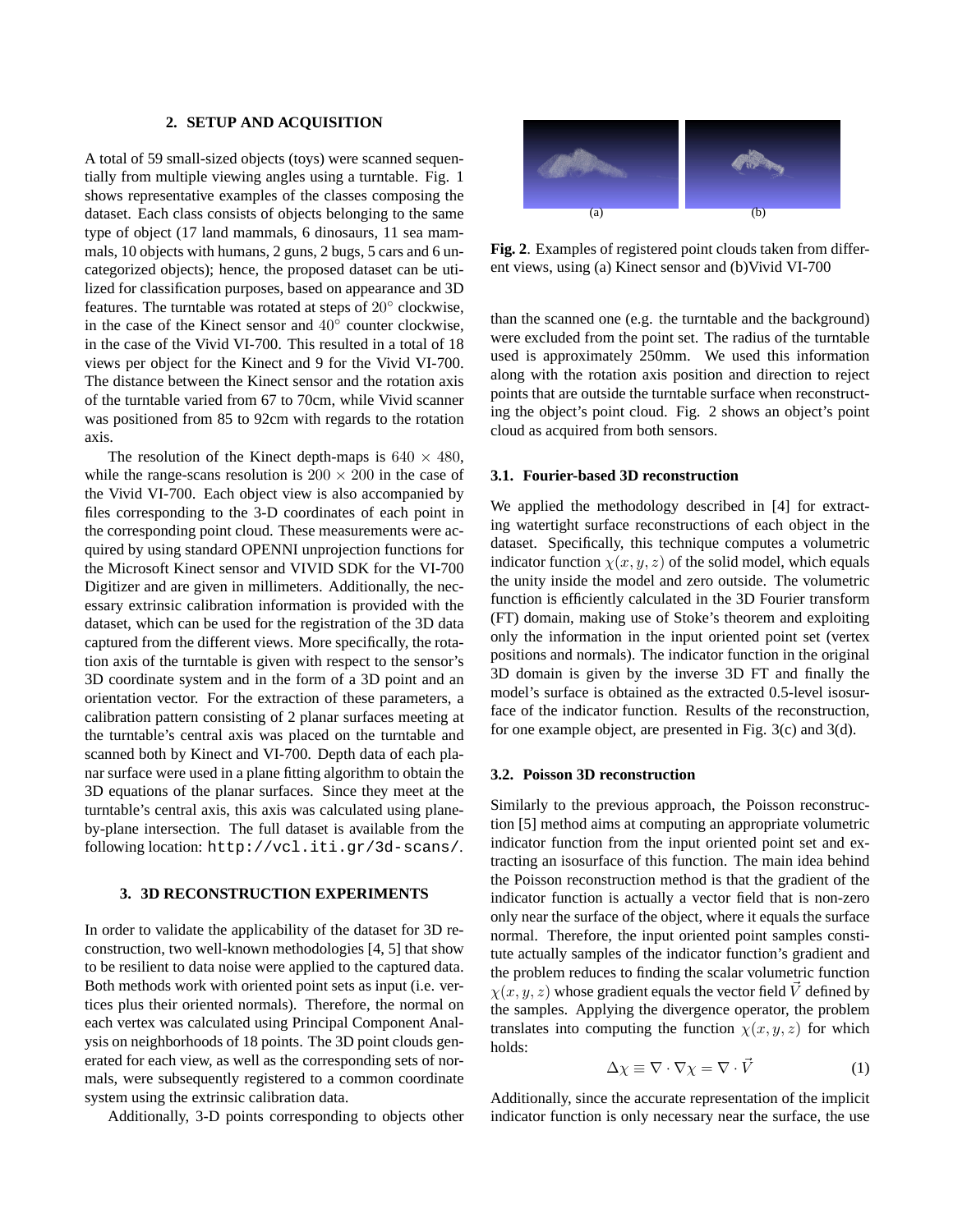## 2. SETUP AND ACQUISITION

A total of 59 small-sized objects (toys) were scanned sequentially from multiple viewing angles using a turntable. Fig. 1 shows representative examples of the classes composing the dataset. Each class consists of objects belonging to the same type of object (17 land mammals, 6 dinosaurs, 11 sea mammals, 10 objects with humans, 2 guns, 2 bugs, 5 cars and 6 uncategorized objects); hence, the proposed dataset can be utilized for classification purposes, based on appearance and 3D features. The turntable was rotated at steps of $20^\circ$ clockwise, in the case of the Kinect sensor and $40^\circ$ counter clockwise, in the case of the Vivid VI-700. This resulted in a total of 18 views per object for the Kinect and 9 for the Vivid VI-700. The distance between the Kinect sensor and the rotation axis of the turntable varied from 67 to 70cm, while Vivid scanner was positioned from 85 to 92cm with regards to the rotation axis.

The resolution of the Kinect depth-maps is $640 \times 480$, while the range-scans resolution is $200 \times 200$ in the case of the Vivid VI-700. Each object view is also accompanied by files corresponding to the 3-D coordinates of each point in the corresponding point cloud. These measurements were acquired by using standard OPENNI unprojection functions for the Microsoft Kinect sensor and VIVID SDK for the VI-700 Digitizer and are given in millimeters. Additionally, the necessary extrinsic calibration information is provided with the dataset, which can be used for the registration of the 3D data captured from the different views. More specifically, the rotation axis of the turntable is given with respect to the sensor's 3D coordinate system and in the form of a 3D point and an orientation vector. For the extraction of these parameters, a calibration pattern consisting of 2 planar surfaces meeting at the turntable's central axis was placed on the turntable and scanned both by Kinect and VI-700. Depth data of each planar surface were used in a plane fitting algorithm to obtain the 3D equations of the planar surfaces. Since they meet at the turntable's central axis, this axis was calculated using plane-by-plane intersection. The full dataset is available from the following location: `http://vcl.iti.gr/3d-scans/`.

## 3. 3D RECONSTRUCTION EXPERIMENTS

In order to validate the applicability of the dataset for 3D reconstruction, two well-known methodologies [4, 5] that show to be resilient to data noise were applied to the captured data. Both methods work with oriented point sets as input (i.e. vertices plus their oriented normals). Therefore, the normal on each vertex was calculated using Principal Component Analysis on neighborhoods of 18 points. The 3D point clouds generated for each view, as well as the corresponding sets of normals, were subsequently registered to a common coordinate system using the extrinsic calibration data.

Additionally, 3-D points corresponding to objects other than the scanned one (e.g. the turntable and the background) were excluded from the point set. The radius of the turntable used is approximately 250mm. We used this information along with the rotation axis position and direction to reject points that are outside the turntable surface when reconstructing the object's point cloud. Fig. 2 shows an object's point cloud as acquired from both sensors.

(a) (b)

**Fig. 2**. Examples of registered point clouds taken from different views, using (a) Kinect sensor and (b)Vivid VI-700

### 3.1. Fourier-based 3D reconstruction

We applied the methodology described in [4] for extracting watertight surface reconstructions of each object in the dataset. Specifically, this technique computes a volumetric indicator function $\chi(x, y, z)$ of the solid model, which equals the unity inside the model and zero outside. The volumetric function is efficiently calculated in the 3D Fourier transform (FT) domain, making use of Stoke's theorem and exploiting only the information in the input oriented point set (vertex positions and normals). The indicator function in the original 3D domain is given by the inverse 3D FT and finally the model's surface is obtained as the extracted 0.5-level isosurface of the indicator function. Results of the reconstruction, for one example object, are presented in Fig. 3(c) and 3(d).

### 3.2. Poisson 3D reconstruction

Similarly to the previous approach, the Poisson reconstruction [5] method aims at computing an appropriate volumetric indicator function from the input oriented point set and extracting an isosurface of this function. The main idea behind the Poisson reconstruction method is that the gradient of the indicator function is actually a vector field that is non-zero only near the surface of the object, where it equals the surface normal. Therefore, the input oriented point samples constitute actually samples of the indicator function's gradient and the problem reduces to finding the scalar volumetric function $\chi(x, y, z)$ whose gradient equals the vector field $\vec{V}$ defined by the samples. Applying the divergence operator, the problem translates into computing the function $\chi(x, y, z)$ for which holds:

$$\Delta\chi \equiv \nabla \cdot \nabla\chi = \nabla \cdot \vec{V} \tag{1}$$

Additionally, since the accurate representation of the implicit indicator function is only necessary near the surface, the use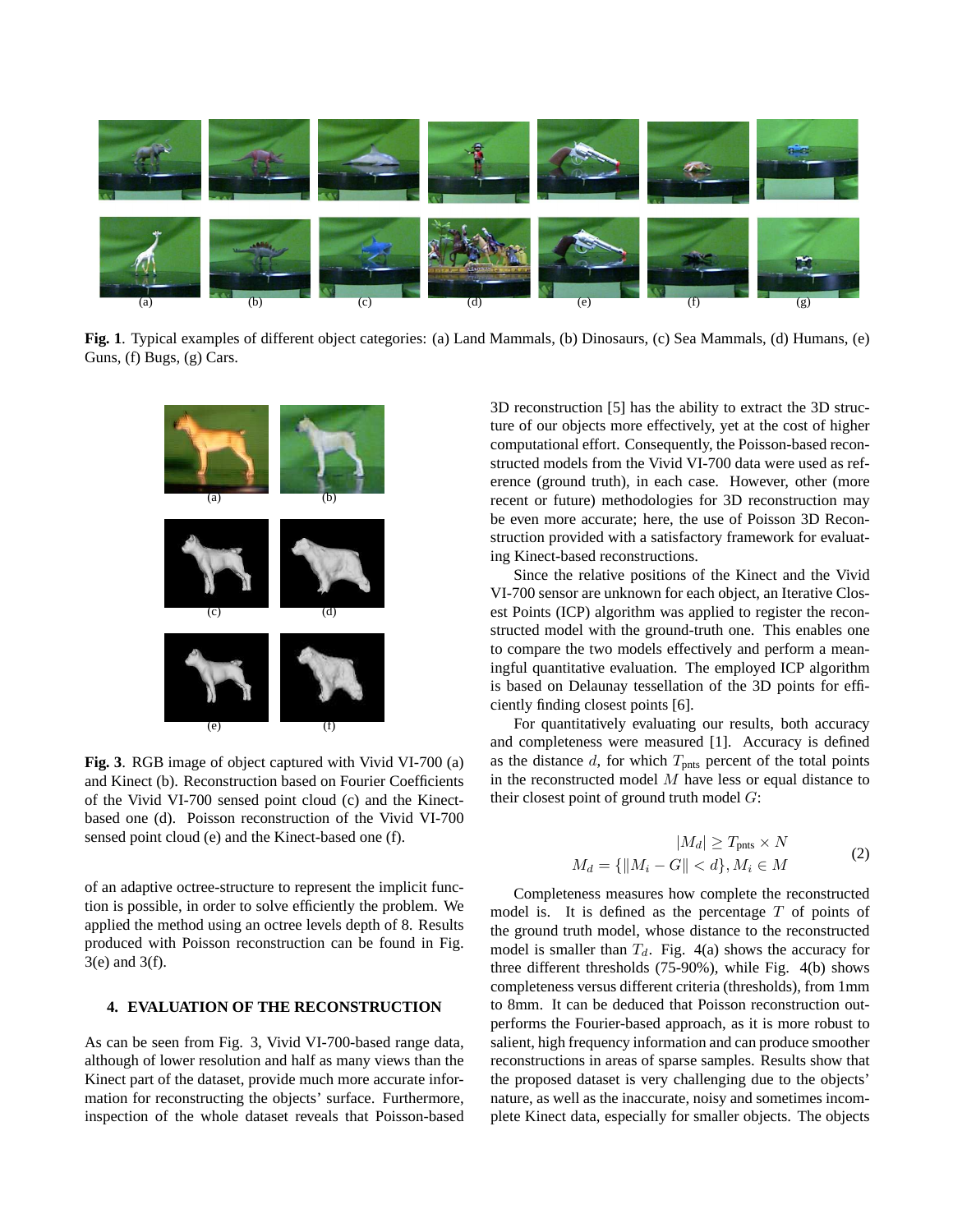**Fig. 1**. Typical examples of different object categories: (a) Land Mammals, (b) Dinosaurs, (c) Sea Mammals, (d) Humans, (e) Guns, (f) Bugs, (g) Cars.

**Fig. 3**. RGB image of object captured with Vivid VI-700 (a) and Kinect (b). Reconstruction based on Fourier Coefficients of the Vivid VI-700 sensed point cloud (c) and the Kinect-based one (d). Poisson reconstruction of the Vivid VI-700 sensed point cloud (e) and the Kinect-based one (f).

of an adaptive octree-structure to represent the implicit function is possible, in order to solve efficiently the problem. We applied the method using an octree levels depth of 8. Results produced with Poisson reconstruction can be found in Fig. 3(e) and 3(f).

## 4. EVALUATION OF THE RECONSTRUCTION

As can be seen from Fig. 3, Vivid VI-700-based range data, although of lower resolution and half as many views than the Kinect part of the dataset, provide much more accurate information for reconstructing the objects' surface. Furthermore, inspection of the whole dataset reveals that Poisson-based 3D reconstruction [5] has the ability to extract the 3D structure of our objects more effectively, yet at the cost of higher computational effort. Consequently, the Poisson-based reconstructed models from the Vivid VI-700 data were used as reference (ground truth), in each case. However, other (more recent or future) methodologies for 3D reconstruction may be even more accurate; here, the use of Poisson 3D Reconstruction provided with a satisfactory framework for evaluating Kinect-based reconstructions.

Since the relative positions of the Kinect and the Vivid VI-700 sensor are unknown for each object, an Iterative Closest Points (ICP) algorithm was applied to register the reconstructed model with the ground-truth one. This enables one to compare the two models effectively and perform a meaningful quantitative evaluation. The employed ICP algorithm is based on Delaunay tessellation of the 3D points for efficiently finding closest points [6].

For quantitatively evaluating our results, both accuracy and completeness were measured [1]. Accuracy is defined as the distance $d$, for which $T_{\text{pnts}}$ percent of the total points in the reconstructed model $M$ have less or equal distance to their closest point of ground truth model $G$:

$$
\begin{aligned}
|M_d| &\geq T_{\text{pnts}} \times N \\
M_d &= \{\|M_i - G\| < d\}, M_i \in M
\end{aligned}
\tag{2}
$$

Completeness measures how complete the reconstructed model is. It is defined as the percentage $T$ of points of the ground truth model, whose distance to the reconstructed model is smaller than $T_d$. Fig. 4(a) shows the accuracy for three different thresholds (75-90%), while Fig. 4(b) shows completeness versus different criteria (thresholds), from 1mm to 8mm. It can be deduced that Poisson reconstruction outperforms the Fourier-based approach, as it is more robust to salient, high frequency information and can produce smoother reconstructions in areas of sparse samples. Results show that the proposed dataset is very challenging due to the objects' nature, as well as the inaccurate, noisy and sometimes incomplete Kinect data, especially for smaller objects. The objects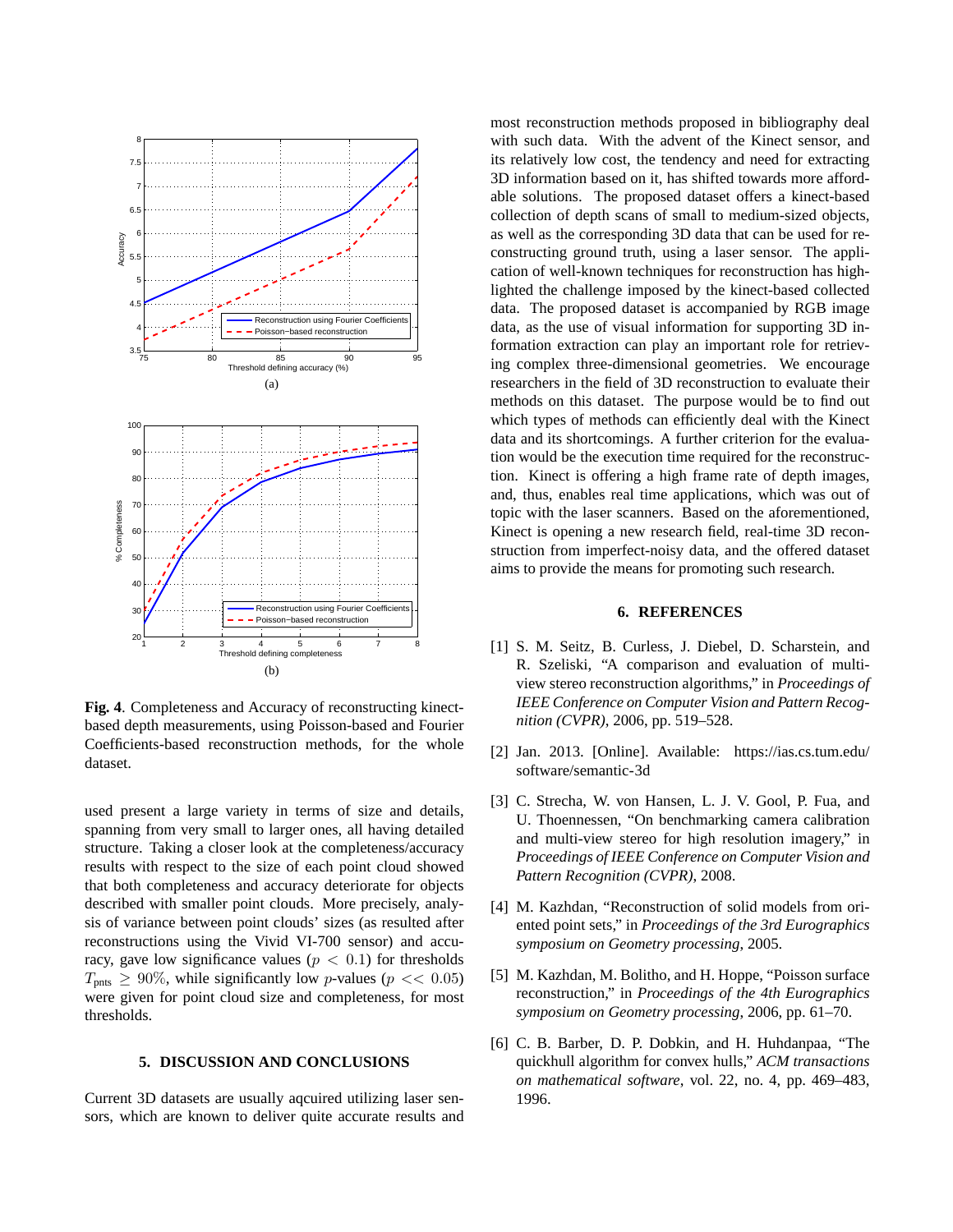8
7.5
7
6.5
6
5.5
5
4.5
4
3.5

Accuracy

Reconstruction using Fourier Coefficients
Poisson−based reconstruction

75 80 85 90 95
Threshold defining accuracy (%)

(a)

100
90
80
70
60
50
40
30
20

% Completeness

Reconstruction using Fourier Coefficients
Poisson−based reconstruction

1 2 3 4 5 6 7 8
Threshold defining completeness

(b)

**Fig. 4**. Completeness and Accuracy of reconstructing kinect-based depth measurements, using Poisson-based and Fourier Coefficients-based reconstruction methods, for the whole dataset.

used present a large variety in terms of size and details, spanning from very small to larger ones, all having detailed structure. Taking a closer look at the completeness/accuracy results with respect to the size of each point cloud showed that both completeness and accuracy deteriorate for objects described with smaller point clouds. More precisely, analysis of variance between point clouds' sizes (as resulted after reconstructions using the Vivid VI-700 sensor) and accuracy, gave low significance values ($p < 0.1$) for thresholds $T_{\text{pnts}} \geq 90\%$, while significantly low $p$-values ($p << 0.05$) were given for point cloud size and completeness, for most thresholds.

## 5. DISCUSSION AND CONCLUSIONS

Current 3D datasets are usually aqcuired utilizing laser sensors, which are known to deliver quite accurate results and most reconstruction methods proposed in bibliography deal with such data. With the advent of the Kinect sensor, and its relatively low cost, the tendency and need for extracting 3D information based on it, has shifted towards more affordable solutions. The proposed dataset offers a kinect-based collection of depth scans of small to medium-sized objects, as well as the corresponding 3D data that can be used for reconstructing ground truth, using a laser sensor. The application of well-known techniques for reconstruction has highlighted the challenge imposed by the kinect-based collected data. The proposed dataset is accompanied by RGB image data, as the use of visual information for supporting 3D information extraction can play an important role for retrieving complex three-dimensional geometries. We encourage researchers in the field of 3D reconstruction to evaluate their methods on this dataset. The purpose would be to find out which types of methods can efficiently deal with the Kinect data and its shortcomings. A further criterion for the evaluation would be the execution time required for the reconstruction. Kinect is offering a high frame rate of depth images, and, thus, enables real time applications, which was out of topic with the laser scanners. Based on the aforementioned, Kinect is opening a new research field, real-time 3D reconstruction from imperfect-noisy data, and the offered dataset aims to provide the means for promoting such research.

## 6. REFERENCES

[1] S. M. Seitz, B. Curless, J. Diebel, D. Scharstein, and R. Szeliski, "A comparison and evaluation of multi-view stereo reconstruction algorithms," in *Proceedings of IEEE Conference on Computer Vision and Pattern Recognition (CVPR)*, 2006, pp. 519–528.

[2] Jan. 2013. [Online]. Available: https://ias.cs.tum.edu/software/semantic-3d

[3] C. Strecha, W. von Hansen, L. J. V. Gool, P. Fua, and U. Thoennessen, "On benchmarking camera calibration and multi-view stereo for high resolution imagery," in *Proceedings of IEEE Conference on Computer Vision and Pattern Recognition (CVPR)*, 2008.

[4] M. Kazhdan, "Reconstruction of solid models from oriented point sets," in *Proceedings of the 3rd Eurographics symposium on Geometry processing*, 2005.

[5] M. Kazhdan, M. Bolitho, and H. Hoppe, "Poisson surface reconstruction," in *Proceedings of the 4th Eurographics symposium on Geometry processing*, 2006, pp. 61–70.

[6] C. B. Barber, D. P. Dobkin, and H. Huhdanpaa, "The quickhull algorithm for convex hulls," *ACM transactions on mathematical software*, vol. 22, no. 4, pp. 469–483, 1996.